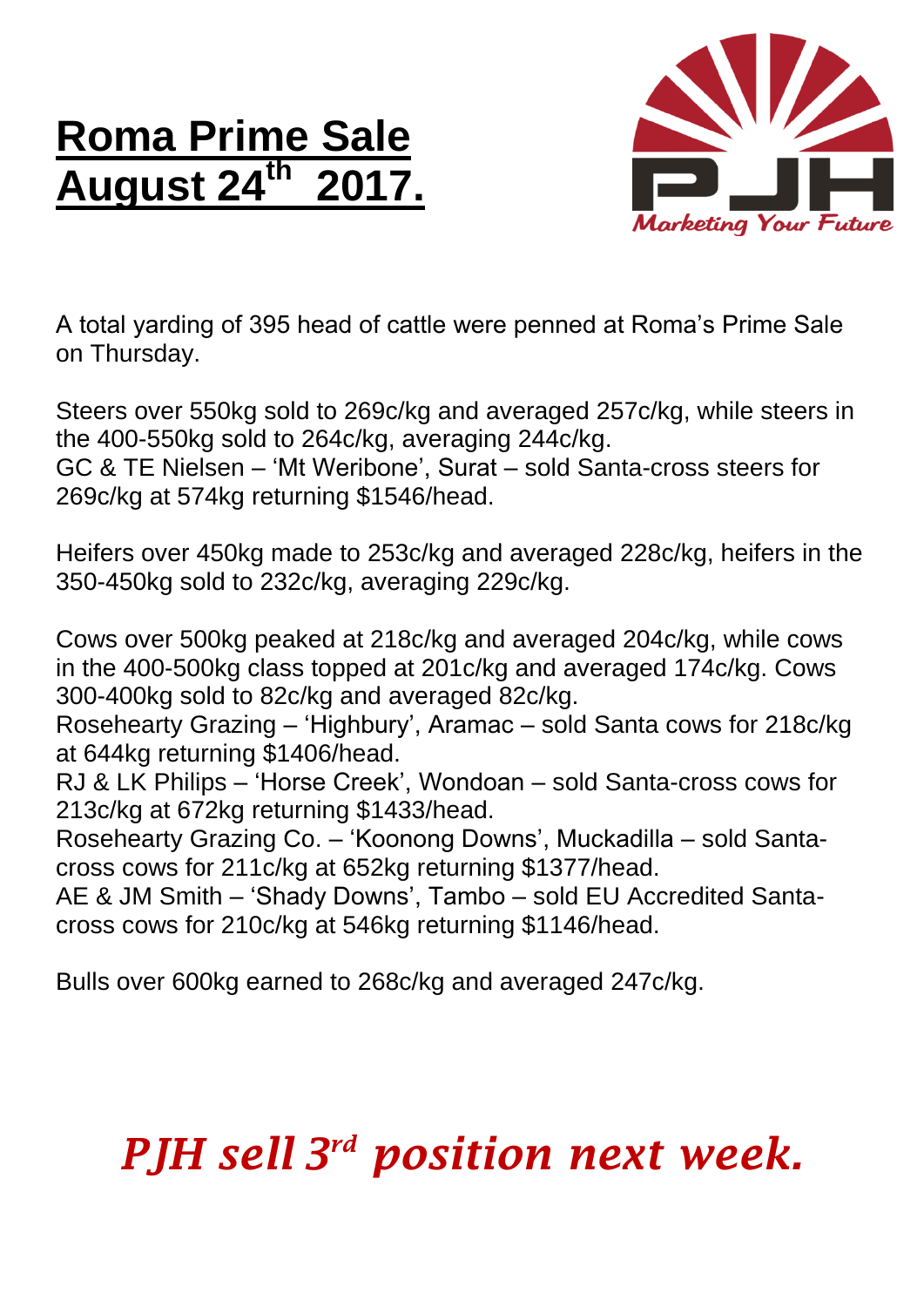# Roma Prime Sale August 24th 2017.

PJH
*Marketing Your Future*

A total yarding of 395 head of cattle were penned at Roma's Prime Sale on Thursday.

Steers over 550kg sold to 269c/kg and averaged 257c/kg, while steers in the 400-550kg sold to 264c/kg, averaging 244c/kg.
GC & TE Nielsen – 'Mt Weribone', Surat – sold Santa-cross steers for 269c/kg at 574kg returning $1546/head.

Heifers over 450kg made to 253c/kg and averaged 228c/kg, heifers in the 350-450kg sold to 232c/kg, averaging 229c/kg.

Cows over 500kg peaked at 218c/kg and averaged 204c/kg, while cows in the 400-500kg class topped at 201c/kg and averaged 174c/kg. Cows 300-400kg sold to 82c/kg and averaged 82c/kg.
Rosehearty Grazing – 'Highbury', Aramac – sold Santa cows for 218c/kg at 644kg returning $1406/head.
RJ & LK Philips – 'Horse Creek', Wondoan – sold Santa-cross cows for 213c/kg at 672kg returning $1433/head.
Rosehearty Grazing Co. – 'Koonong Downs', Muckadilla – sold Santa-cross cows for 211c/kg at 652kg returning $1377/head.
AE & JM Smith – 'Shady Downs', Tambo – sold EU Accredited Santa-cross cows for 210c/kg at 546kg returning $1146/head.

Bulls over 600kg earned to 268c/kg and averaged 247c/kg.

***PJH sell 3rd position next week.***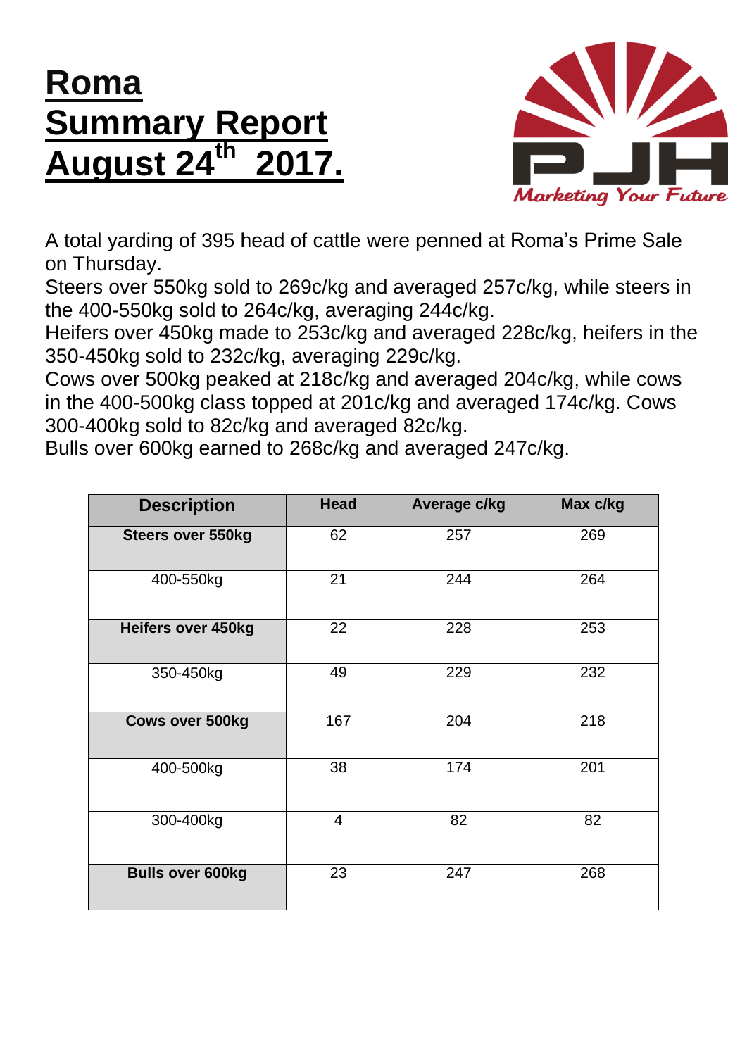# Roma Summary Report August 24th 2017.

Marketing Your Future

A total yarding of 395 head of cattle were penned at Roma's Prime Sale on Thursday.

Steers over 550kg sold to 269c/kg and averaged 257c/kg, while steers in the 400-550kg sold to 264c/kg, averaging 244c/kg.

Heifers over 450kg made to 253c/kg and averaged 228c/kg, heifers in the 350-450kg sold to 232c/kg, averaging 229c/kg.

Cows over 500kg peaked at 218c/kg and averaged 204c/kg, while cows in the 400-500kg class topped at 201c/kg and averaged 174c/kg. Cows 300-400kg sold to 82c/kg and averaged 82c/kg.

Bulls over 600kg earned to 268c/kg and averaged 247c/kg.

| Description | Head | Average c/kg | Max c/kg |
|---|---|---|---|
| **Steers over 550kg** | 62 | 257 | 269 |
| 400-550kg | 21 | 244 | 264 |
| **Heifers over 450kg** | 22 | 228 | 253 |
| 350-450kg | 49 | 229 | 232 |
| **Cows over 500kg** | 167 | 204 | 218 |
| 400-500kg | 38 | 174 | 201 |
| 300-400kg | 4 | 82 | 82 |
| **Bulls over 600kg** | 23 | 247 | 268 |